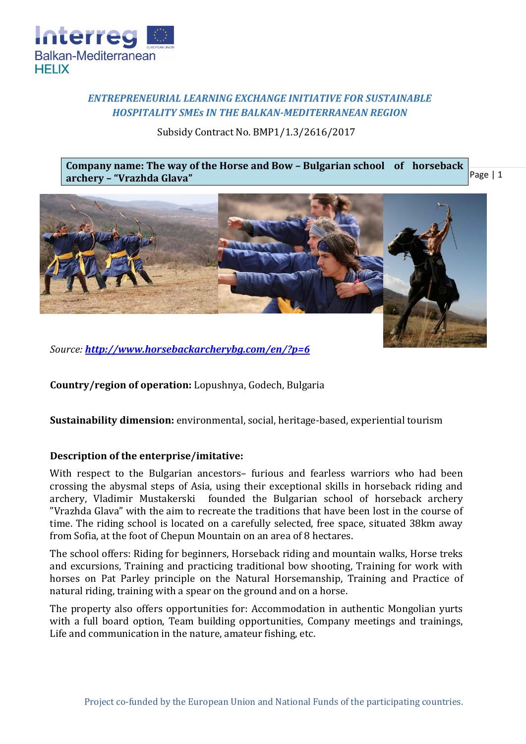*ENTREPRENEURIAL LEARNING EXCHANGE INITIATIVE FOR SUSTAINABLE HOSPITALITY SMEs IN THE BALKAN-MEDITERRANEAN REGION*

Subsidy Contract No. BMP1/1.3/2616/2017

**Company name: The way of the Horse and Bow – Bulgarian school of horseback archery – "Vrazhda Glava"**

*Source: [http://www.horsebackarcherybg.com/en/?p=6](http://www.horsebackarcherybg.com/en/?p=6)*

**Country/region of operation:** Lopushnya, Godech, Bulgaria

**Sustainability dimension:** environmental, social, heritage-based, experiential tourism

**Description of the enterprise/imitative:**

With respect to the Bulgarian ancestors– furious and fearless warriors who had been crossing the abysmal steps of Asia, using their exceptional skills in horseback riding and archery, Vladimir Mustakerski founded the Bulgarian school of horseback archery "Vrazhda Glava" with the aim to recreate the traditions that have been lost in the course of time. The riding school is located on a carefully selected, free space, situated 38km away from Sofia, at the foot of Chepun Mountain on an area of 8 hectares.

The school offers: Riding for beginners, Horseback riding and mountain walks, Horse treks and excursions, Training and practicing traditional bow shooting, Training for work with horses on Pat Parley principle on the Natural Horsemanship, Training and Practice of natural riding, training with a spear on the ground and on a horse.

The property also offers opportunities for: Accommodation in authentic Mongolian yurts with a full board option, Team building opportunities, Company meetings and trainings, Life and communication in the nature, amateur fishing, etc.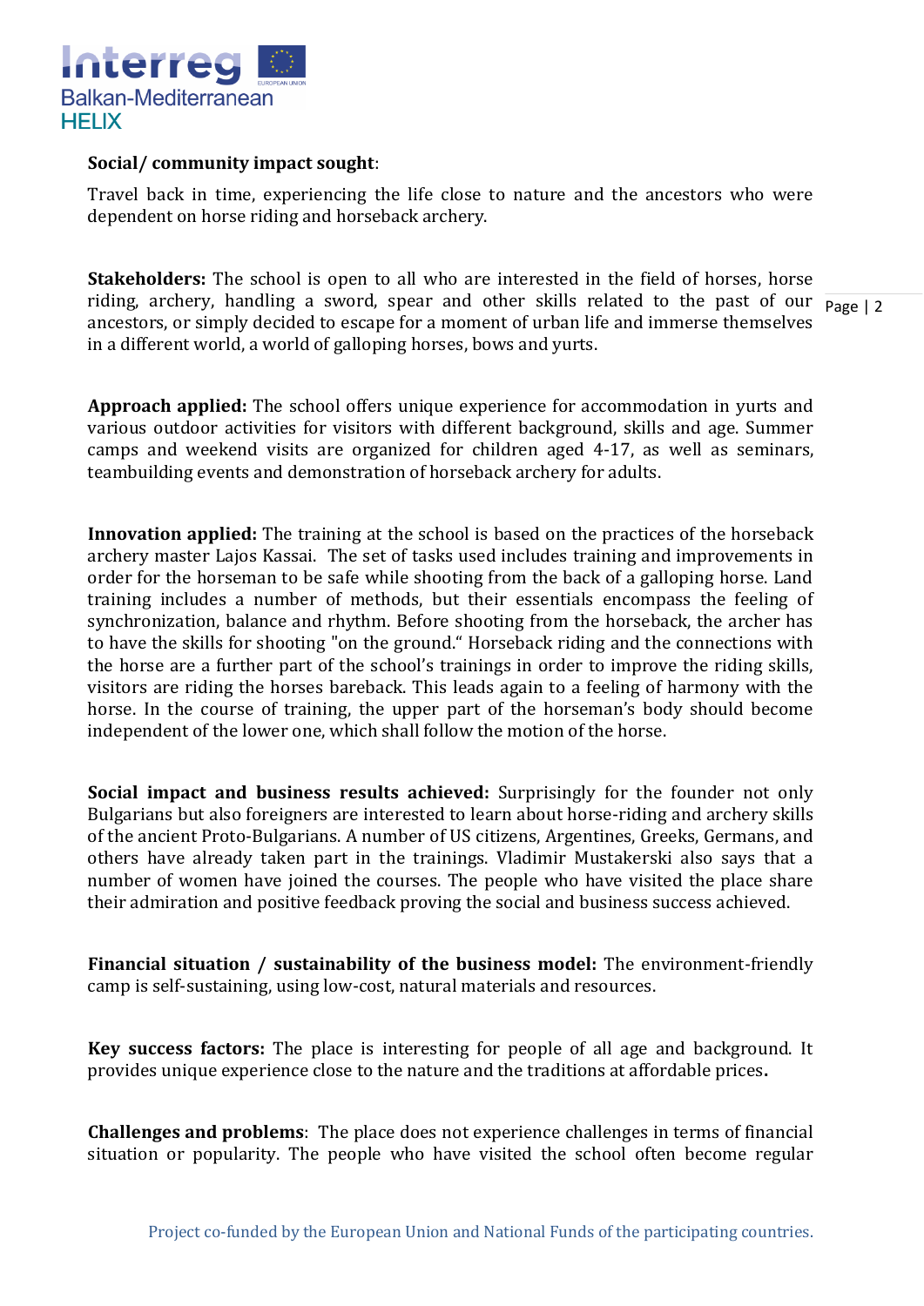**Social/ community impact sought**:

Travel back in time, experiencing the life close to nature and the ancestors who were dependent on horse riding and horseback archery.

**Stakeholders:** The school is open to all who are interested in the field of horses, horse riding, archery, handling a sword, spear and other skills related to the past of our ancestors, or simply decided to escape for a moment of urban life and immerse themselves in a different world, a world of galloping horses, bows and yurts.

**Approach applied:** The school offers unique experience for accommodation in yurts and various outdoor activities for visitors with different background, skills and age. Summer camps and weekend visits are organized for children aged 4-17, as well as seminars, teambuilding events and demonstration of horseback archery for adults.

**Innovation applied:** The training at the school is based on the practices of the horseback archery master Lajos Kassai. The set of tasks used includes training and improvements in order for the horseman to be safe while shooting from the back of a galloping horse. Land training includes a number of methods, but their essentials encompass the feeling of synchronization, balance and rhythm. Before shooting from the horseback, the archer has to have the skills for shooting "on the ground." Horseback riding and the connections with the horse are a further part of the school's trainings in order to improve the riding skills, visitors are riding the horses bareback. This leads again to a feeling of harmony with the horse. In the course of training, the upper part of the horseman's body should become independent of the lower one, which shall follow the motion of the horse.

**Social impact and business results achieved:** Surprisingly for the founder not only Bulgarians but also foreigners are interested to learn about horse-riding and archery skills of the ancient Proto-Bulgarians. A number of US citizens, Argentines, Greeks, Germans, and others have already taken part in the trainings. Vladimir Mustakerski also says that a number of women have joined the courses. The people who have visited the place share their admiration and positive feedback proving the social and business success achieved.

**Financial situation / sustainability of the business model:** The environment-friendly camp is self-sustaining, using low-cost, natural materials and resources.

**Key success factors:** The place is interesting for people of all age and background. It provides unique experience close to the nature and the traditions at affordable prices**.**

**Challenges and problems**: The place does not experience challenges in terms of financial situation or popularity. The people who have visited the school often become regular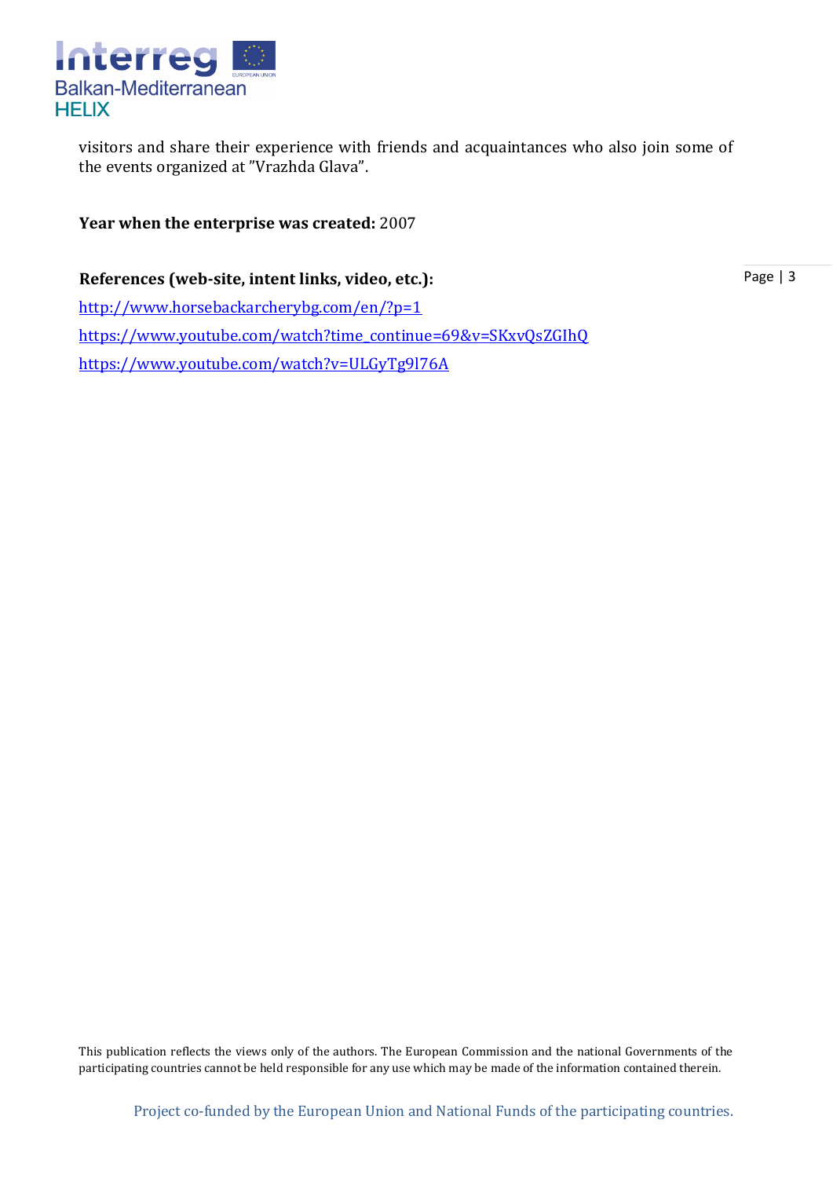visitors and share their experience with friends and acquaintances who also join some of the events organized at ”Vrazhda Glava”.

**Year when the enterprise was created:** 2007

**References (web-site, intent links, video, etc.):**

http://www.horsebackarcherybg.com/en/?p=1

https://www.youtube.com/watch?time_continue=69&v=SKxvQsZGIhQ

https://www.youtube.com/watch?v=ULGyTg9l76A

This publication reflects the views only of the authors. The European Commission and the national Governments of the participating countries cannot be held responsible for any use which may be made of the information contained therein.

Project co-funded by the European Union and National Funds of the participating countries.